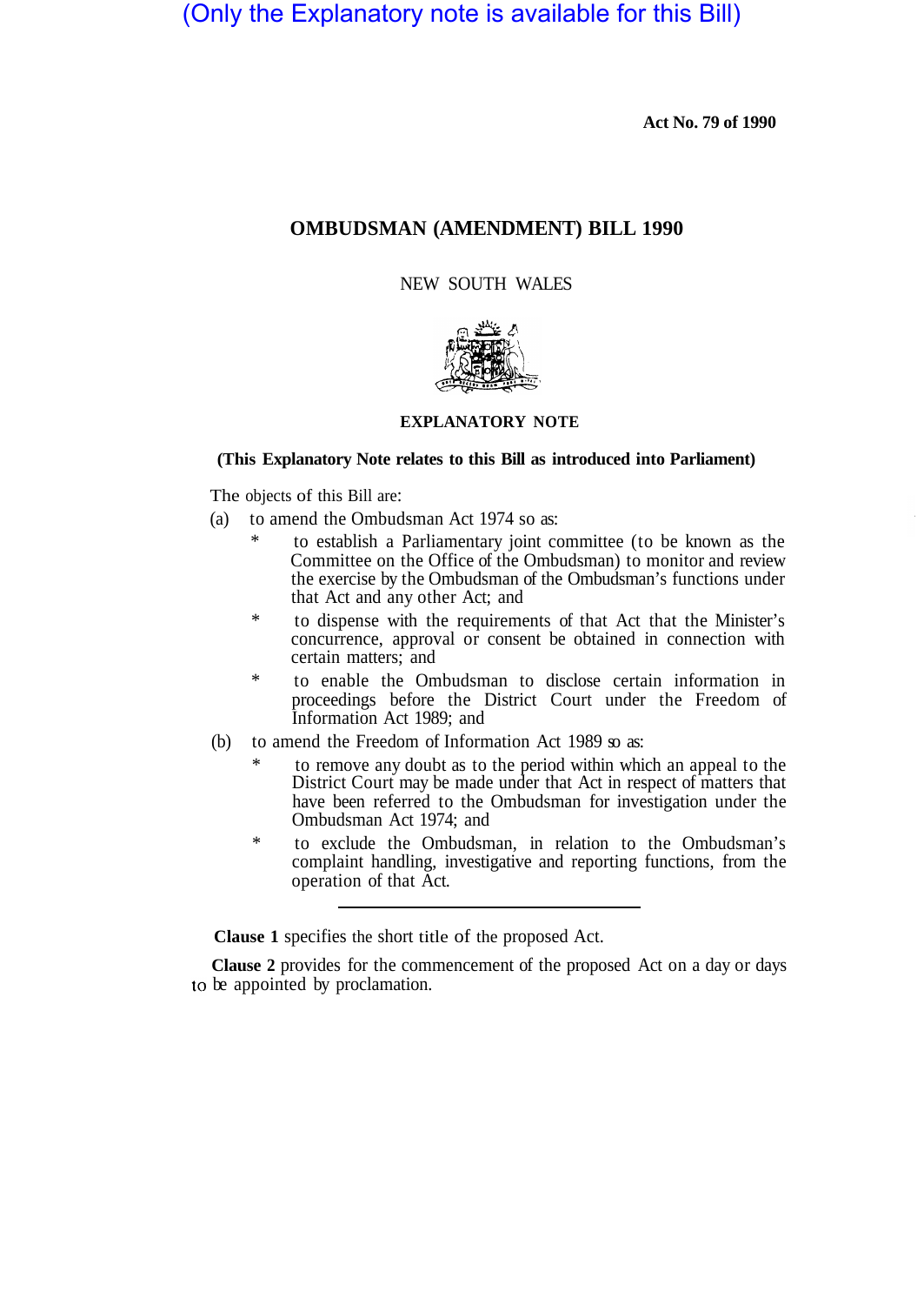(Only the Explanatory note is available for this Bill)

**Act No. 79 of 1990**

# OMBUDSMAN (AMENDMENT) BILL 1990

NEW SOUTH WALES

## EXPLANATORY NOTE

**(This Explanatory Note relates to this Bill as introduced into Parliament)**

The objects of this Bill are:

(a) to amend the Ombudsman Act 1974 so as:

   * to establish a Parliamentary joint committee (to be known as the Committee on the Office of the Ombudsman) to monitor and review the exercise by the Ombudsman of the Ombudsman's functions under that Act and any other Act; and

   * to dispense with the requirements of that Act that the Minister's concurrence, approval or consent be obtained in connection with certain matters; and

   * to enable the Ombudsman to disclose certain information in proceedings before the District Court under the Freedom of Information Act 1989; and

(b) to amend the Freedom of Information Act 1989 so as:

   * to remove any doubt as to the period within which an appeal to the District Court may be made under that Act in respect of matters that have been referred to the Ombudsman for investigation under the Ombudsman Act 1974; and

   * to exclude the Ombudsman, in relation to the Ombudsman's complaint handling, investigative and reporting functions, from the operation of that Act.

---

**Clause 1** specifies the short title of the proposed Act.

**Clause 2** provides for the commencement of the proposed Act on a day or days to be appointed by proclamation.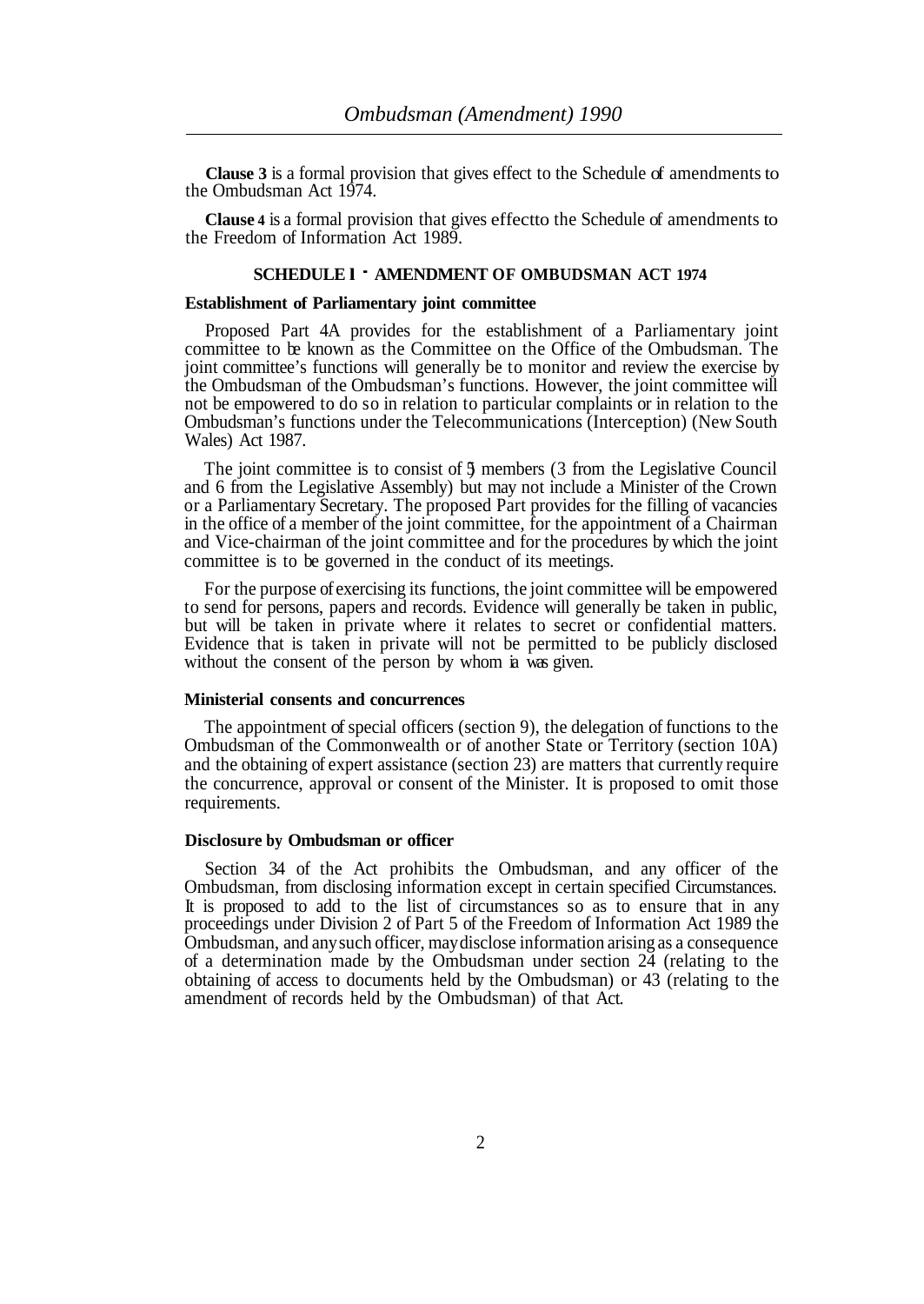**Clause 3** is a formal provision that gives effect to the Schedule of amendments to the Ombudsman Act 1974.

**Clause 4** is a formal provision that gives effectto the Schedule of amendments to the Freedom of Information Act 1989.

## SCHEDULE 1 - AMENDMENT OF OMBUDSMAN ACT 1974

### Establishment of Parliamentary joint committee

Proposed Part 4A provides for the establishment of a Parliamentary joint committee to be known as the Committee on the Office of the Ombudsman. The joint committee's functions will generally be to monitor and review the exercise by the Ombudsman of the Ombudsman's functions. However, the joint committee will not be empowered to do so in relation to particular complaints or in relation to the Ombudsman's functions under the Telecommunications (Interception) (New South Wales) Act 1987.

The joint committee is to consist of 9 members (3 from the Legislative Council and 6 from the Legislative Assembly) but may not include a Minister of the Crown or a Parliamentary Secretary. The proposed Part provides for the filling of vacancies in the office of a member of the joint committee, for the appointment of a Chairman and Vice-chairman of the joint committee and for the procedures by which the joint committee is to be governed in the conduct of its meetings.

For the purpose of exercising its functions, the joint committee will be empowered to send for persons, papers and records. Evidence will generally be taken in public, but will be taken in private where it relates to secret or confidential matters. Evidence that is taken in private will not be permitted to be publicly disclosed without the consent of the person by whom it was given.

### Ministerial consents and concurrences

The appointment of special officers (section 9), the delegation of functions to the Ombudsman of the Commonwealth or of another State or Territory (section 10A) and the obtaining of expert assistance (section 23) are matters that currently require the concurrence, approval or consent of the Minister. It is proposed to omit those requirements.

### Disclosure by Ombudsman or officer

Section 34 of the Act prohibits the Ombudsman, and any officer of the Ombudsman, from disclosing information except in certain specified Circumstances. It is proposed to add to the list of circumstances so as to ensure that in any proceedings under Division 2 of Part 5 of the Freedom of Information Act 1989 the Ombudsman, and any such officer, may disclose information arising as a consequence of a determination made by the Ombudsman under section 24 (relating to the obtaining of access to documents held by the Ombudsman) or 43 (relating to the amendment of records held by the Ombudsman) of that Act.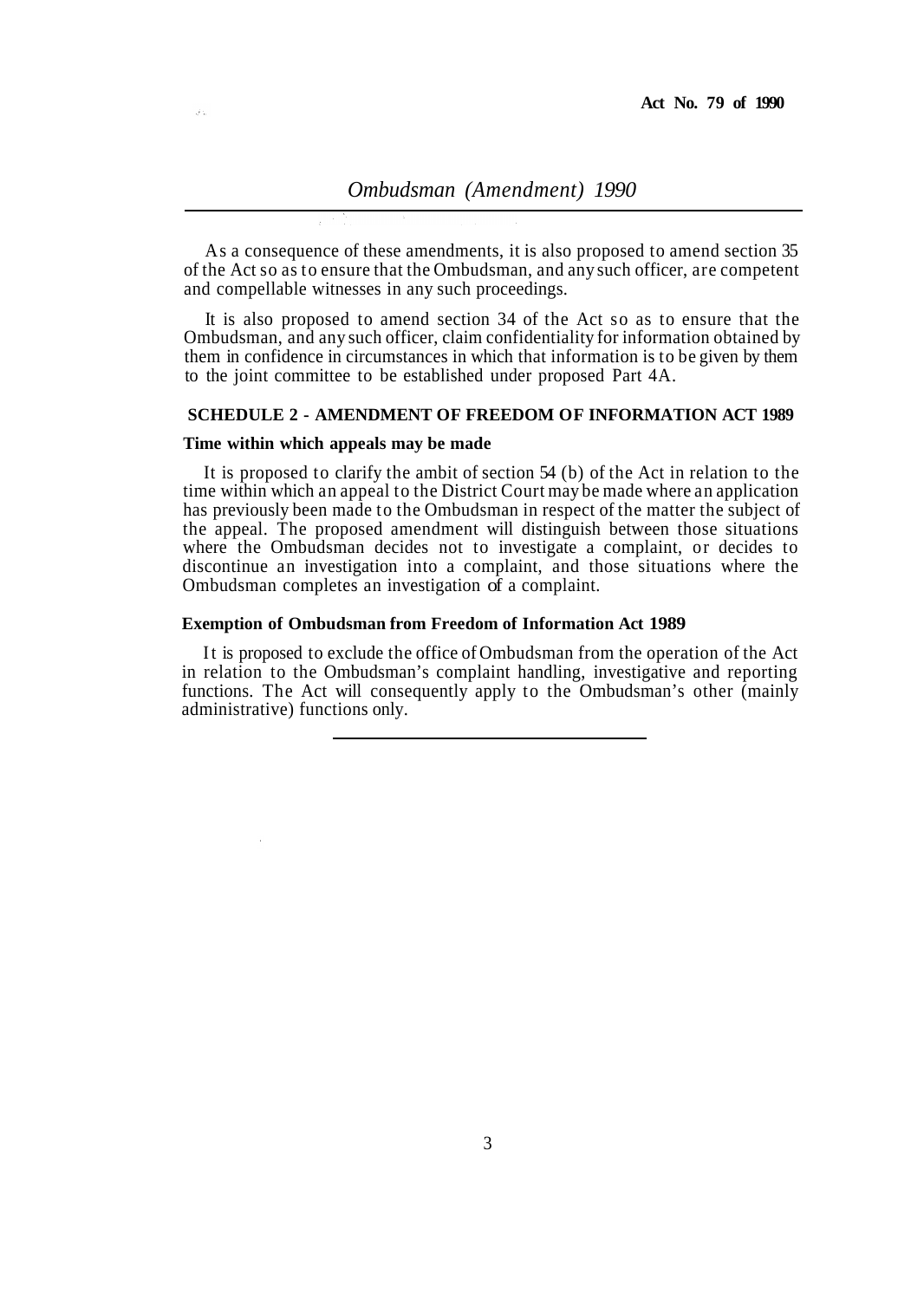As a consequence of these amendments, it is also proposed to amend section 35 of the Act so as to ensure that the Ombudsman, and any such officer, are competent and compellable witnesses in any such proceedings.

It is also proposed to amend section 34 of the Act so as to ensure that the Ombudsman, and any such officer, claim confidentiality for information obtained by them in confidence in circumstances in which that information is to be given by them to the joint committee to be established under proposed Part 4A.

## SCHEDULE 2 - AMENDMENT OF FREEDOM OF INFORMATION ACT 1989

### Time within which appeals may be made

It is proposed to clarify the ambit of section 54 (b) of the Act in relation to the time within which an appeal to the District Court may be made where an application has previously been made to the Ombudsman in respect of the matter the subject of the appeal. The proposed amendment will distinguish between those situations where the Ombudsman decides not to investigate a complaint, or decides to discontinue an investigation into a complaint, and those situations where the Ombudsman completes an investigation of a complaint.

### Exemption of Ombudsman from Freedom of Information Act 1989

It is proposed to exclude the office of Ombudsman from the operation of the Act in relation to the Ombudsman's complaint handling, investigative and reporting functions. The Act will consequently apply to the Ombudsman's other (mainly administrative) functions only.